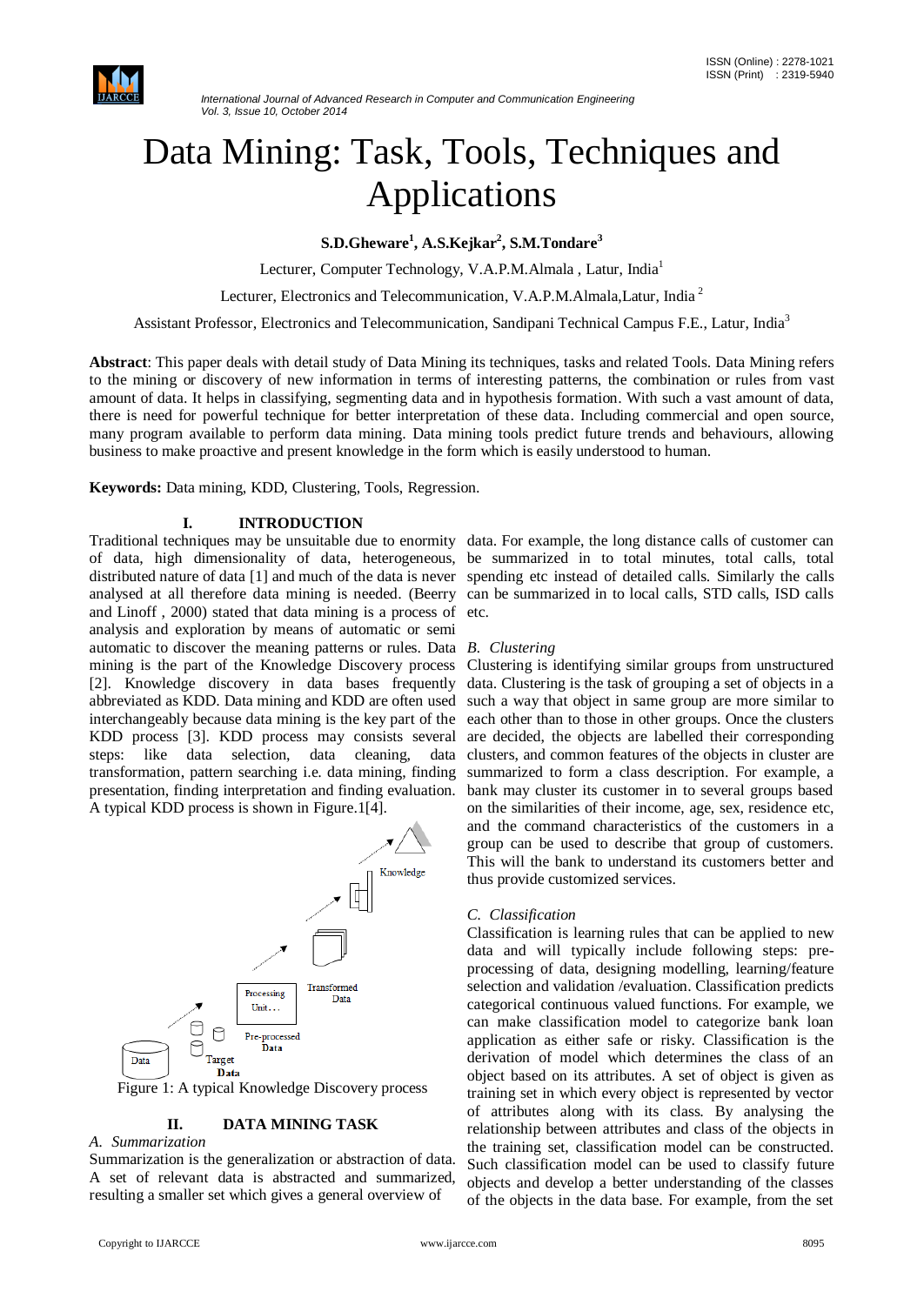# Data Mining: Task, Tools, Techniques and Applications

**S.D.Gheware[1], A.S.Kejkar[2], S.M.Tondare[3]**

Lecturer, Computer Technology, V.A.P.M.Almala , Latur, India[1]

Lecturer, Electronics and Telecommunication, V.A.P.M.Almala,Latur, India [2]

Assistant Professor, Electronics and Telecommunication, Sandipani Technical Campus F.E., Latur, India[3]

**Abstract**: This paper deals with detail study of Data Mining its techniques, tasks and related Tools. Data Mining refers to the mining or discovery of new information in terms of interesting patterns, the combination or rules from vast amount of data. It helps in classifying, segmenting data and in hypothesis formation. With such a vast amount of data, there is need for powerful technique for better interpretation of these data. Including commercial and open source, many program available to perform data mining. Data mining tools predict future trends and behaviours, allowing business to make proactive and present knowledge in the form which is easily understood to human.

**Keywords:** Data mining, KDD, Clustering, Tools, Regression.

## I. INTRODUCTION

Traditional techniques may be unsuitable due to enormity of data, high dimensionality of data, heterogeneous, distributed nature of data [1] and much of the data is never analysed at all therefore data mining is needed. (Beerry and Linoff , 2000) stated that data mining is a process of analysis and exploration by means of automatic or semi automatic to discover the meaning patterns or rules. Data mining is the part of the Knowledge Discovery process [2]. Knowledge discovery in data bases frequently abbreviated as KDD. Data mining and KDD are often used interchangeably because data mining is the key part of the KDD process [3]. KDD process may consists several steps: like data selection, data cleaning, data transformation, pattern searching i.e. data mining, finding presentation, finding interpretation and finding evaluation. A typical KDD process is shown in Figure.1[4].

Figure 1: A typical Knowledge Discovery process

## II. DATA MINING TASK

### *A. Summarization*

Summarization is the generalization or abstraction of data. A set of relevant data is abstracted and summarized, resulting a smaller set which gives a general overview of data. For example, the long distance calls of customer can be summarized in to total minutes, total calls, total spending etc instead of detailed calls. Similarly the calls can be summarized in to local calls, STD calls, ISD calls etc.

### *B. Clustering*

Clustering is identifying similar groups from unstructured data. Clustering is the task of grouping a set of objects in a such a way that object in same group are more similar to each other than to those in other groups. Once the clusters are decided, the objects are labelled their corresponding clusters, and common features of the objects in cluster are summarized to form a class description. For example, a bank may cluster its customer in to several groups based on the similarities of their income, age, sex, residence etc, and the command characteristics of the customers in a group can be used to describe that group of customers. This will the bank to understand its customers better and thus provide customized services.

### *C. Classification*

Classification is learning rules that can be applied to new data and will typically include following steps: pre-processing of data, designing modelling, learning/feature selection and validation /evaluation. Classification predicts categorical continuous valued functions. For example, we can make classification model to categorize bank loan application as either safe or risky. Classification is the derivation of model which determines the class of an object based on its attributes. A set of object is given as training set in which every object is represented by vector of attributes along with its class. By analysing the relationship between attributes and class of the objects in the training set, classification model can be constructed. Such classification model can be used to classify future objects and develop a better understanding of the classes of the objects in the data base. For example, from the set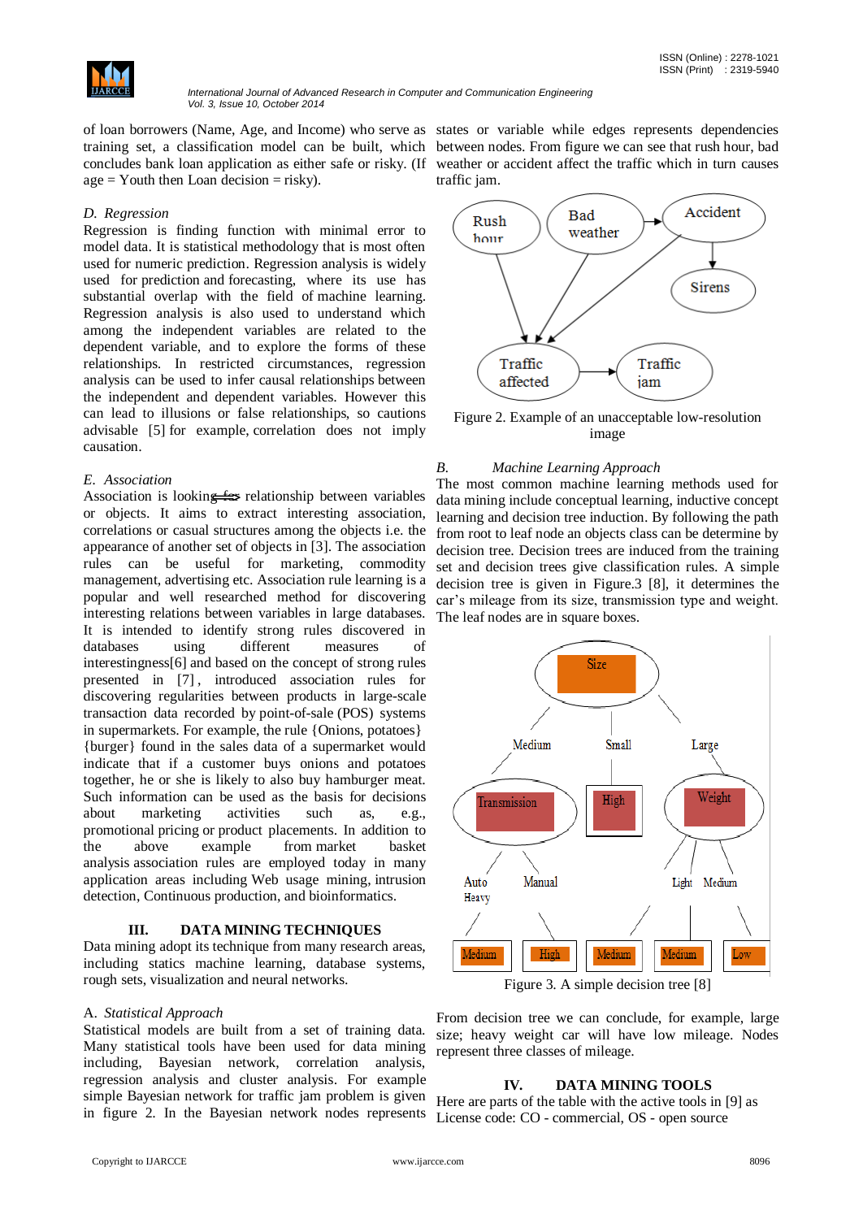of loan borrowers (Name, Age, and Income) who serve as training set, a classification model can be built, which concludes bank loan application as either safe or risky. (If age = Youth then Loan decision = risky).

### D. Regression

Regression is finding function with minimal error to model data. It is statistical methodology that is most often used for numeric prediction. Regression analysis is widely used for prediction and forecasting, where its use has substantial overlap with the field of machine learning. Regression analysis is also used to understand which among the independent variables are related to the dependent variable, and to explore the forms of these relationships. In restricted circumstances, regression analysis can be used to infer causal relationships between the independent and dependent variables. However this can lead to illusions or false relationships, so cautions advisable [5] for example, correlation does not imply causation.

### E. Association

Association is looking ~~for~~ relationship between variables or objects. It aims to extract interesting association, correlations or casual structures among the objects i.e. the appearance of another set of objects in [3]. The association rules can be useful for marketing, commodity management, advertising etc. Association rule learning is a popular and well researched method for discovering interesting relations between variables in large databases. It is intended to identify strong rules discovered in databases using different measures of interestingness[6] and based on the concept of strong rules presented in [7], introduced association rules for discovering regularities between products in large-scale transaction data recorded by point-of-sale (POS) systems in supermarkets. For example, the rule {Onions, potatoes} {burger} found in the sales data of a supermarket would indicate that if a customer buys onions and potatoes together, he or she is likely to also buy hamburger meat. Such information can be used as the basis for decisions about marketing activities such as, e.g., promotional pricing or product placements. In addition to the above example from market basket analysis association rules are employed today in many application areas including Web usage mining, intrusion detection, Continuous production, and bioinformatics.

## III. DATA MINING TECHNIQUES

Data mining adopt its technique from many research areas, including statics machine learning, database systems, rough sets, visualization and neural networks.

### A. Statistical Approach

Statistical models are built from a set of training data. Many statistical tools have been used for data mining including, Bayesian network, correlation analysis, regression analysis and cluster analysis. For example simple Bayesian network for traffic jam problem is given in figure 2. In the Bayesian network nodes represents states or variable while edges represents dependencies between nodes. From figure we can see that rush hour, bad weather or accident affect the traffic which in turn causes traffic jam.

Figure 2. Example of an unacceptable low-resolution image

### B. Machine Learning Approach

The most common machine learning methods used for data mining include conceptual learning, inductive concept learning and decision tree induction. By following the path from root to leaf node an objects class can be determine by decision tree. Decision trees are induced from the training set and decision trees give classification rules. A simple decision tree is given in Figure.3 [8], it determines the car's mileage from its size, transmission type and weight. The leaf nodes are in square boxes.

Figure 3. A simple decision tree [8]

From decision tree we can conclude, for example, large size; heavy weight car will have low mileage. Nodes represent three classes of mileage.

## IV. DATA MINING TOOLS

Here are parts of the table with the active tools in [9] as License code: CO - commercial, OS - open source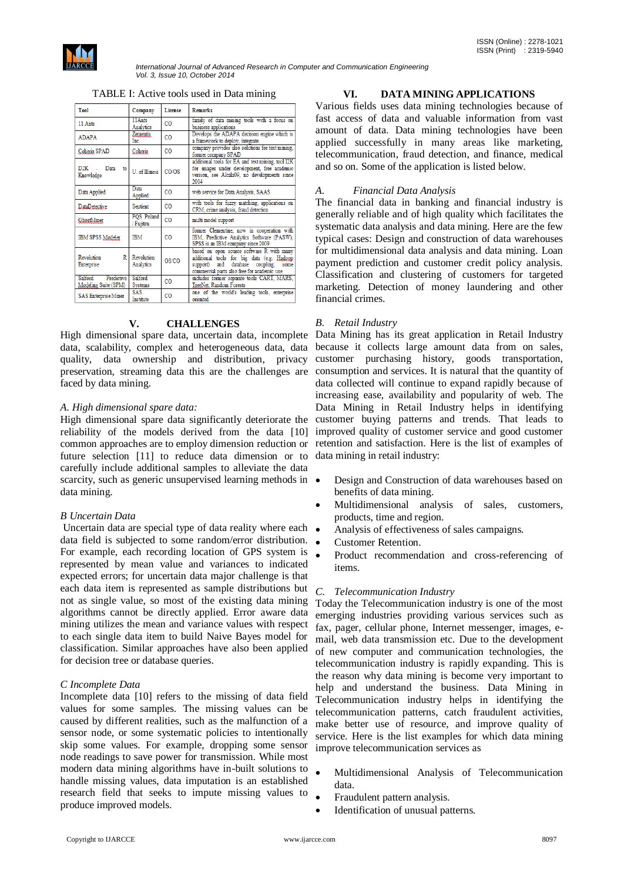TABLE I: Active tools used in Data mining

| Tool | Company | License | Remarks |
|---|---|---|---|
| 11 Ants | 11Ants Analytics | CO | family of data mining tools with a focus on business applications |
| ADAPA | Zementis Inc. | CO | Develops the ADAPA decision engine which is a framework to deploy, integrate |
| Cohesis SPAD | Coheris | CO | company provides also solutions for text mining, former company SPAD |
| D2K - Data to Knowledge | U. of Illinois | CO/OS | additional tools for EA and text mining, tool I2K for images under development, free academic version, see Alcala09, no developments since 2004 |
| Data Applied | Data Applied | CO | web service for Data Analysis, SAAS |
| DataDetective | Sentient | CO | with tools for fuzzy matching, applications on CRM, crime analysis, fraud detection |
| GhostMiner | FQS Poland / Fujitsu | CO | multi model support |
| IBM SPSS Modeler | IBM | CO | former Clementine, now in cooperation with IBM, Predictive Analytics Software (PASW), SPSS is an IBM company since 2009 |
| Revolution R Enterprise | Revolution Analytics | OS/CO | based on open source software R with many additional tools for big data (e.g. Hadoop support) and database coupling, some commercial parts also free for academic use |
| Salford Predictive Modeling Suite (SPM) | Salford Systems | CO | includes former separate tools CART, MARS, TreeNet, Random Forests |
| SAS Enterprise Miner | SAS Institute | CO | one of the world's leading tools, enterprise oriented |

## V. CHALLENGES

High dimensional spare data, uncertain data, incomplete data, scalability, complex and heterogeneous data, data quality, data ownership and distribution, privacy preservation, streaming data this are the challenges are faced by data mining.

### *A. High dimensional spare data:*

High dimensional spare data significantly deteriorate the reliability of the models derived from the data [10] common approaches are to employ dimension reduction or future selection [11] to reduce data dimension or to carefully include additional samples to alleviate the data scarcity, such as generic unsupervised learning methods in data mining.

### *B Uncertain Data*

Uncertain data are special type of data reality where each data field is subjected to some random/error distribution. For example, each recording location of GPS system is represented by mean value and variances to indicated expected errors; for uncertain data major challenge is that each data item is represented as sample distributions but not as single value, so most of the existing data mining algorithms cannot be directly applied. Error aware data mining utilizes the mean and variance values with respect to each single data item to build Naive Bayes model for classification. Similar approaches have also been applied for decision tree or database queries.

### *C Incomplete Data*

Incomplete data [10] refers to the missing of data field values for some samples. The missing values can be caused by different realities, such as the malfunction of a sensor node, or some systematic policies to intentionally skip some values. For example, dropping some sensor node readings to save power for transmission. While most modern data mining algorithms have in-built solutions to handle missing values, data imputation is an established research field that seeks to impute missing values to produce improved models.

## VI. DATA MINING APPLICATIONS

Various fields uses data mining technologies because of fast access of data and valuable information from vast amount of data. Data mining technologies have been applied successfully in many areas like marketing, telecommunication, fraud detection, and finance, medical and so on. Some of the application is listed below.

### *A. Financial Data Analysis*

The financial data in banking and financial industry is generally reliable and of high quality which facilitates the systematic data analysis and data mining. Here are the few typical cases: Design and construction of data warehouses for multidimensional data analysis and data mining. Loan payment prediction and customer credit policy analysis. Classification and clustering of customers for targeted marketing. Detection of money laundering and other financial crimes.

### *B. Retail Industry*

Data Mining has its great application in Retail Industry because it collects large amount data from on sales, customer purchasing history, goods transportation, consumption and services. It is natural that the quantity of data collected will continue to expand rapidly because of increasing ease, availability and popularity of web. The Data Mining in Retail Industry helps in identifying customer buying patterns and trends. That leads to improved quality of customer service and good customer retention and satisfaction. Here is the list of examples of data mining in retail industry:

- Design and Construction of data warehouses based on benefits of data mining.
- Multidimensional analysis of sales, customers, products, time and region.
- Analysis of effectiveness of sales campaigns.
- Customer Retention.
- Product recommendation and cross-referencing of items.

### *C. Telecommunication Industry*

Today the Telecommunication industry is one of the most emerging industries providing various services such as fax, pager, cellular phone, Internet messenger, images, e-mail, web data transmission etc. Due to the development of new computer and communication technologies, the telecommunication industry is rapidly expanding. This is the reason why data mining is become very important to help and understand the business. Data Mining in Telecommunication industry helps in identifying the telecommunication patterns, catch fraudulent activities, make better use of resource, and improve quality of service. Here is the list examples for which data mining improve telecommunication services as

- Multidimensional Analysis of Telecommunication data.
- Fraudulent pattern analysis.
- Identification of unusual patterns.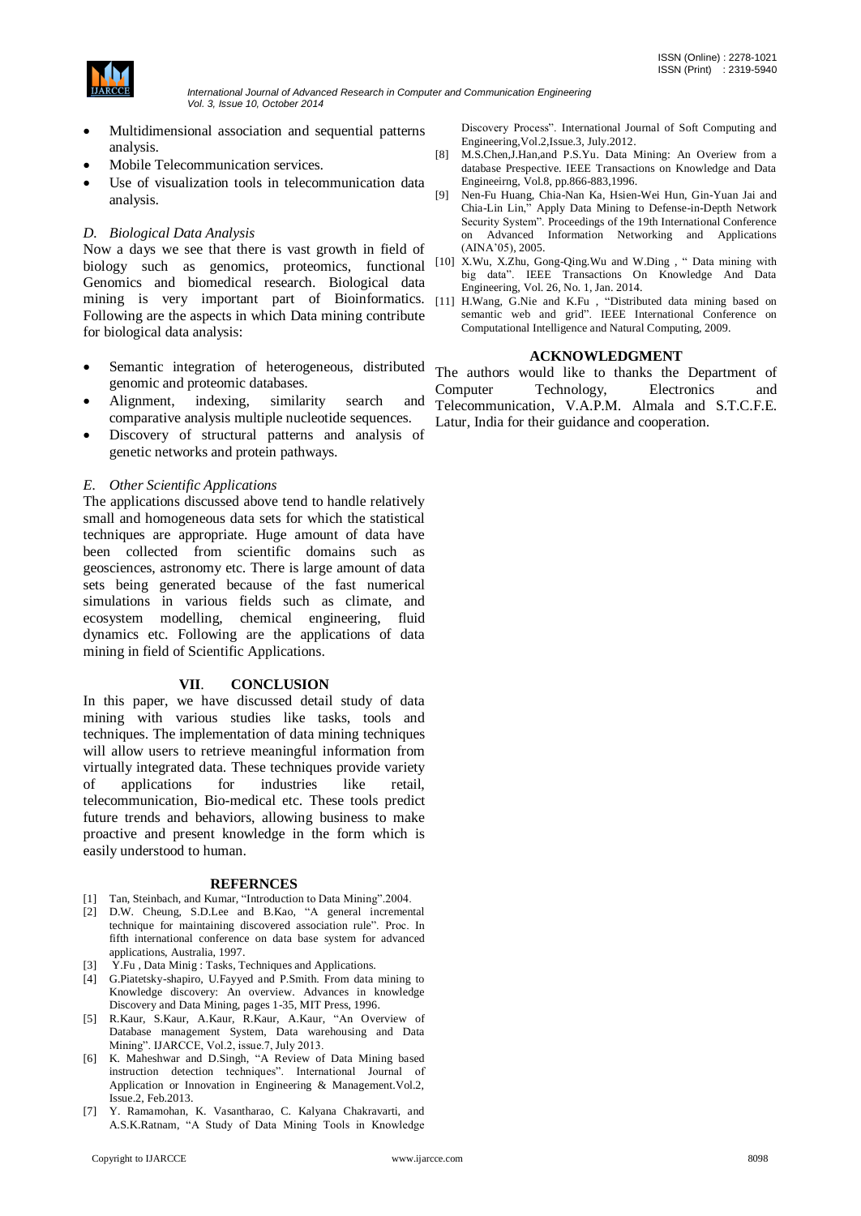- Multidimensional association and sequential patterns analysis.
- Mobile Telecommunication services.
- Use of visualization tools in telecommunication data analysis.

### *D. Biological Data Analysis*

Now a days we see that there is vast growth in field of biology such as genomics, proteomics, functional Genomics and biomedical research. Biological data mining is very important part of Bioinformatics. Following are the aspects in which Data mining contribute for biological data analysis:

- Semantic integration of heterogeneous, distributed genomic and proteomic databases.
- Alignment, indexing, similarity search and comparative analysis multiple nucleotide sequences.
- Discovery of structural patterns and analysis of genetic networks and protein pathways.

### *E. Other Scientific Applications*

The applications discussed above tend to handle relatively small and homogeneous data sets for which the statistical techniques are appropriate. Huge amount of data have been collected from scientific domains such as geosciences, astronomy etc. There is large amount of data sets being generated because of the fast numerical simulations in various fields such as climate, and ecosystem modelling, chemical engineering, fluid dynamics etc. Following are the applications of data mining in field of Scientific Applications.

## VII. CONCLUSION

In this paper, we have discussed detail study of data mining with various studies like tasks, tools and techniques. The implementation of data mining techniques will allow users to retrieve meaningful information from virtually integrated data. These techniques provide variety of applications for industries like retail, telecommunication, Bio-medical etc. These tools predict future trends and behaviors, allowing business to make proactive and present knowledge in the form which is easily understood to human.

## REFERNCES

[1] Tan, Steinbach, and Kumar, "Introduction to Data Mining".2004.
[2] D.W. Cheung, S.D.Lee and B.Kao, "A general incremental technique for maintaining discovered association rule". Proc. In fifth international conference on data base system for advanced applications, Australia, 1997.
[3] Y.Fu , Data Minig : Tasks, Techniques and Applications.
[4] G.Piatetsky-shapiro, U.Fayyed and P.Smith. From data mining to Knowledge discovery: An overview. Advances in knowledge Discovery and Data Mining, pages 1-35, MIT Press, 1996.
[5] R.Kaur, S.Kaur, A.Kaur, R.Kaur, A.Kaur, "An Overview of Database management System, Data warehousing and Data Mining". IJARCCE, Vol.2, issue.7, July 2013.
[6] K. Maheshwar and D.Singh, "A Review of Data Mining based instruction detection techniques". International Journal of Application or Innovation in Engineering & Management.Vol.2, Issue.2, Feb.2013.
[7] Y. Ramamohan, K. Vasantharao, C. Kalyana Chakravarti, and A.S.K.Ratnam, "A Study of Data Mining Tools in Knowledge Discovery Process". International Journal of Soft Computing and Engineering,Vol.2,Issue.3, July.2012.
[8] M.S.Chen,J.Han,and P.S.Yu. Data Mining: An Overiew from a database Prespective. IEEE Transactions on Knowledge and Data Engineeirng, Vol.8, pp.866-883,1996.
[9] Nen-Fu Huang, Chia-Nan Ka, Hsien-Wei Hun, Gin-Yuan Jai and Chia-Lin Lin," Apply Data Mining to Defense-in-Depth Network Security System". Proceedings of the 19th International Conference on Advanced Information Networking and Applications (AINA'05), 2005.
[10] X.Wu, X.Zhu, Gong-Qing.Wu and W.Ding , " Data mining with big data". IEEE Transactions On Knowledge And Data Engineering, Vol. 26, No. 1, Jan. 2014.
[11] H.Wang, G.Nie and K.Fu , "Distributed data mining based on semantic web and grid". IEEE International Conference on Computational Intelligence and Natural Computing, 2009.

## ACKNOWLEDGMENT

The authors would like to thanks the Department of Computer Technology, Electronics and Telecommunication, V.A.P.M. Almala and S.T.C.F.E. Latur, India for their guidance and cooperation.